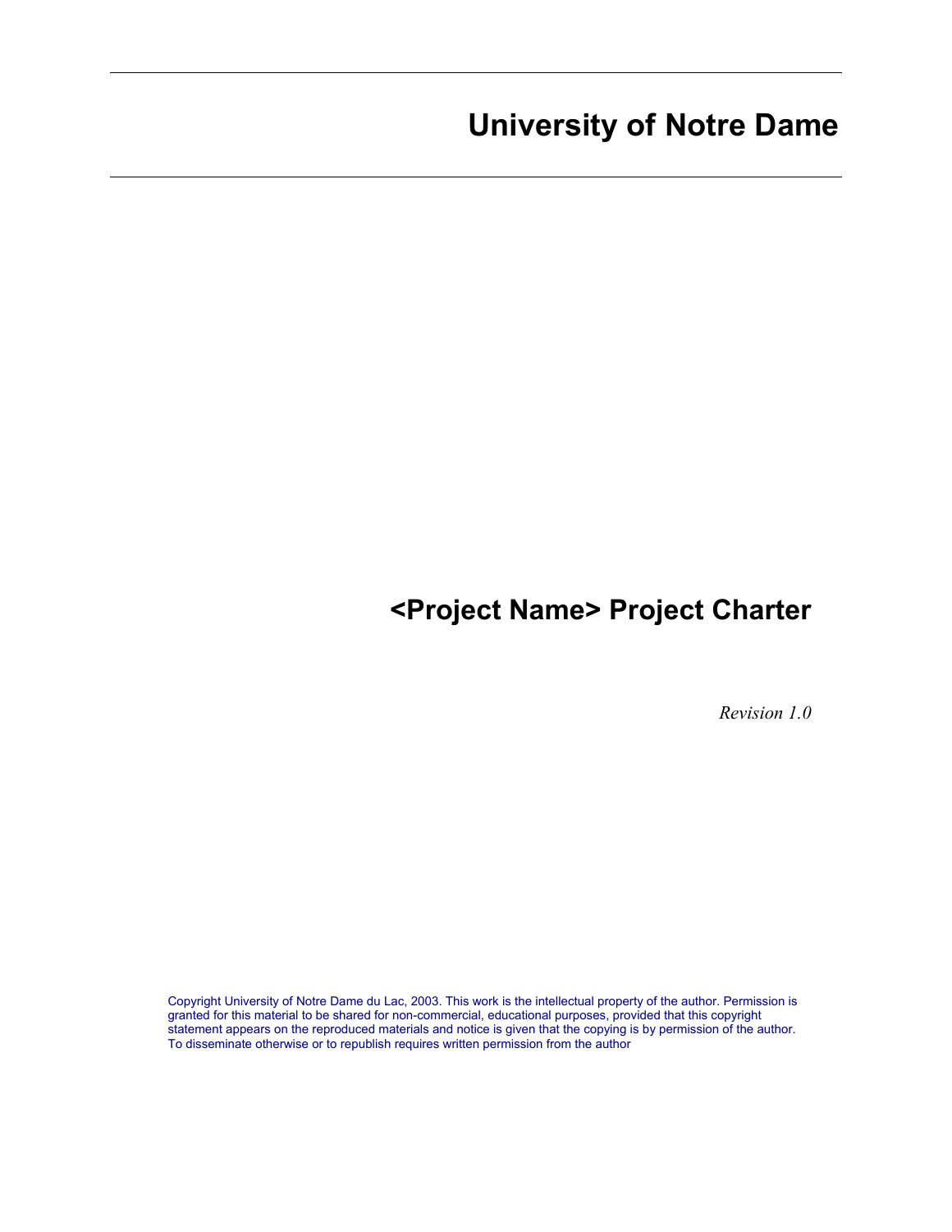# University of Notre Dame

# <Project Name> Project Charter

*Revision 1.0*

Copyright University of Notre Dame du Lac, 2003. This work is the intellectual property of the author. Permission is granted for this material to be shared for non-commercial, educational purposes, provided that this copyright statement appears on the reproduced materials and notice is given that the copying is by permission of the author. To disseminate otherwise or to republish requires written permission from the author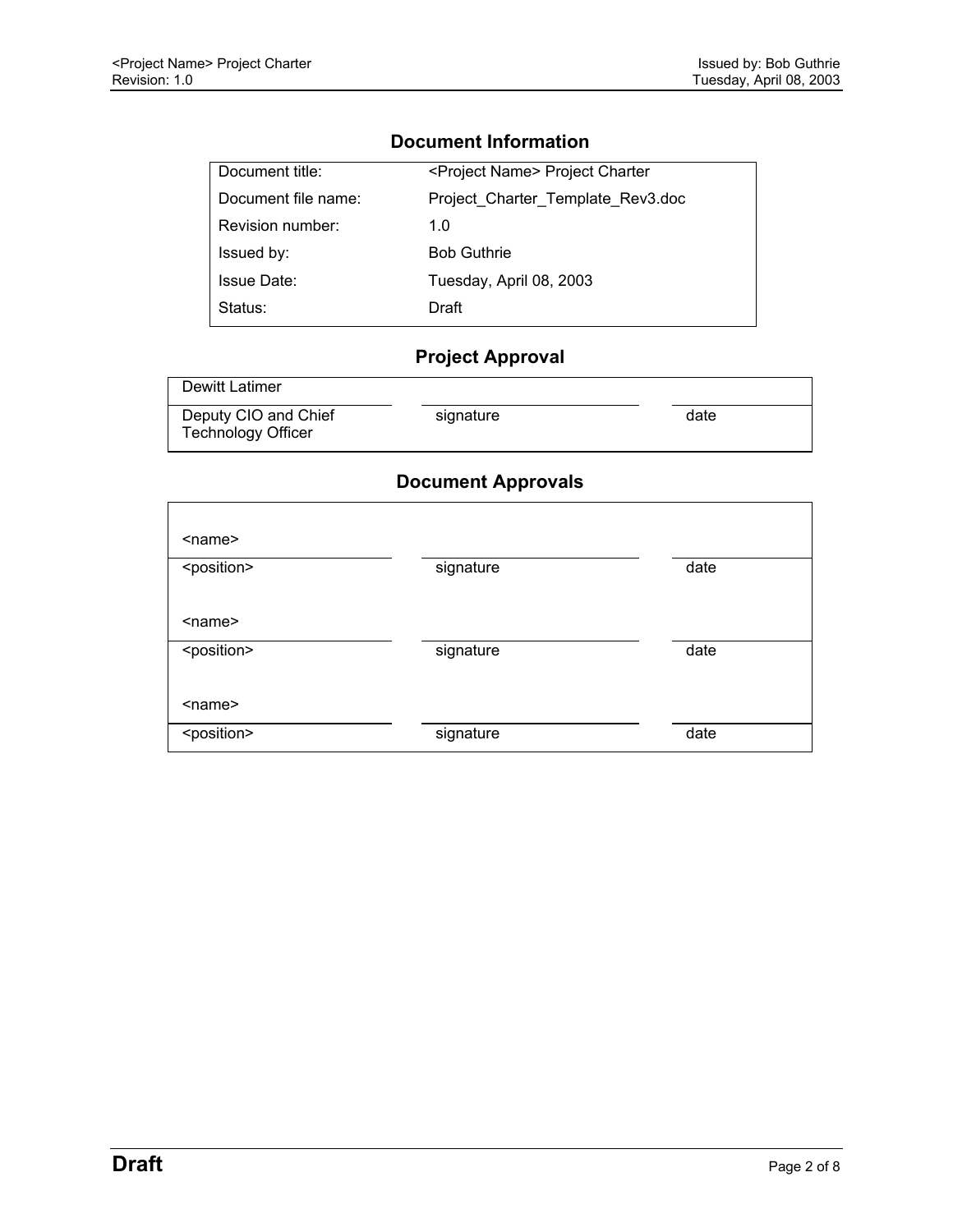## Document Information

| Document title: | <Project Name> Project Charter |
|---|---|
| Document file name: | Project_Charter_Template_Rev3.doc |
| Revision number: | 1.0 |
| Issued by: | Bob Guthrie |
| Issue Date: | Tuesday, April 08, 2003 |
| Status: | Draft |

## Project Approval

| Dewitt Latimer | | |
|---|---|---|
| Deputy CIO and Chief Technology Officer | signature | date |

## Document Approvals

| <name> | | |
|---|---|---|
| <position> | signature | date |
| <name> | | |
| <position> | signature | date |
| <name> | | |
| <position> | signature | date |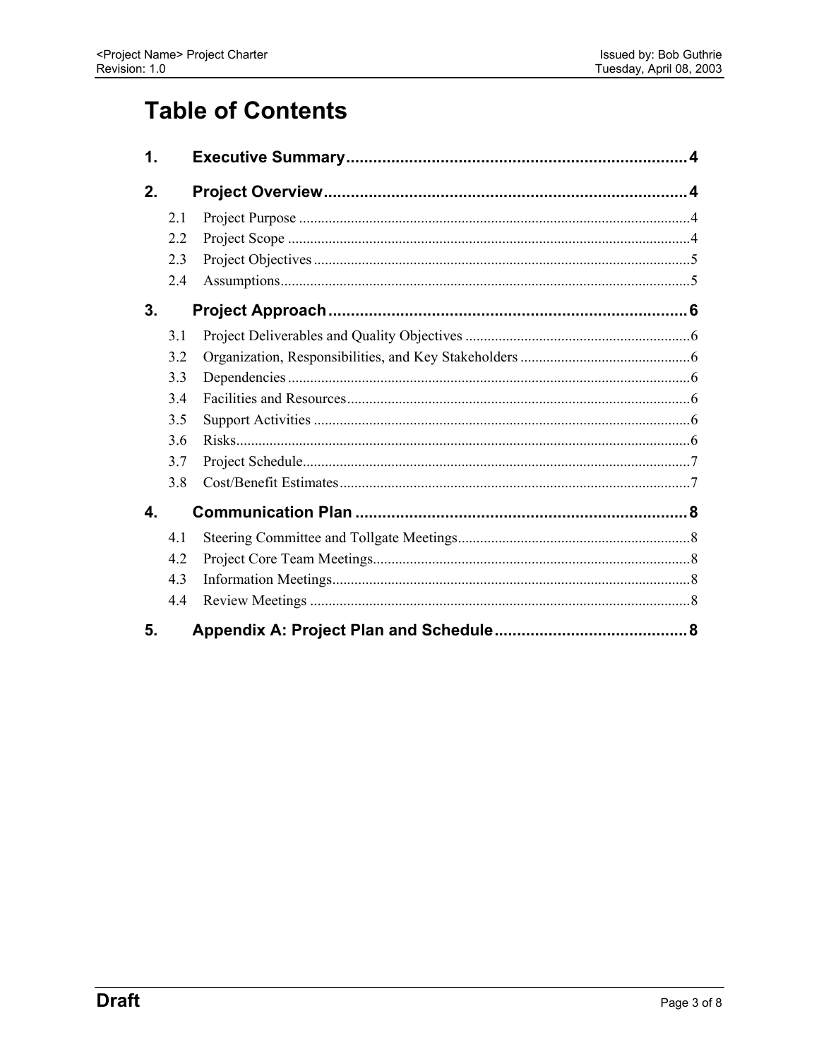# Table of Contents

1. **Executive Summary** ........ 4
2. **Project Overview** ........ 4
   - 2.1 Project Purpose ........ 4
   - 2.2 Project Scope ........ 4
   - 2.3 Project Objectives ........ 5
   - 2.4 Assumptions ........ 5
3. **Project Approach** ........ 6
   - 3.1 Project Deliverables and Quality Objectives ........ 6
   - 3.2 Organization, Responsibilities, and Key Stakeholders ........ 6
   - 3.3 Dependencies ........ 6
   - 3.4 Facilities and Resources ........ 6
   - 3.5 Support Activities ........ 6
   - 3.6 Risks ........ 6
   - 3.7 Project Schedule ........ 7
   - 3.8 Cost/Benefit Estimates ........ 7
4. **Communication Plan** ........ 8
   - 4.1 Steering Committee and Tollgate Meetings ........ 8
   - 4.2 Project Core Team Meetings ........ 8
   - 4.3 Information Meetings ........ 8
   - 4.4 Review Meetings ........ 8
5. **Appendix A: Project Plan and Schedule** ........ 8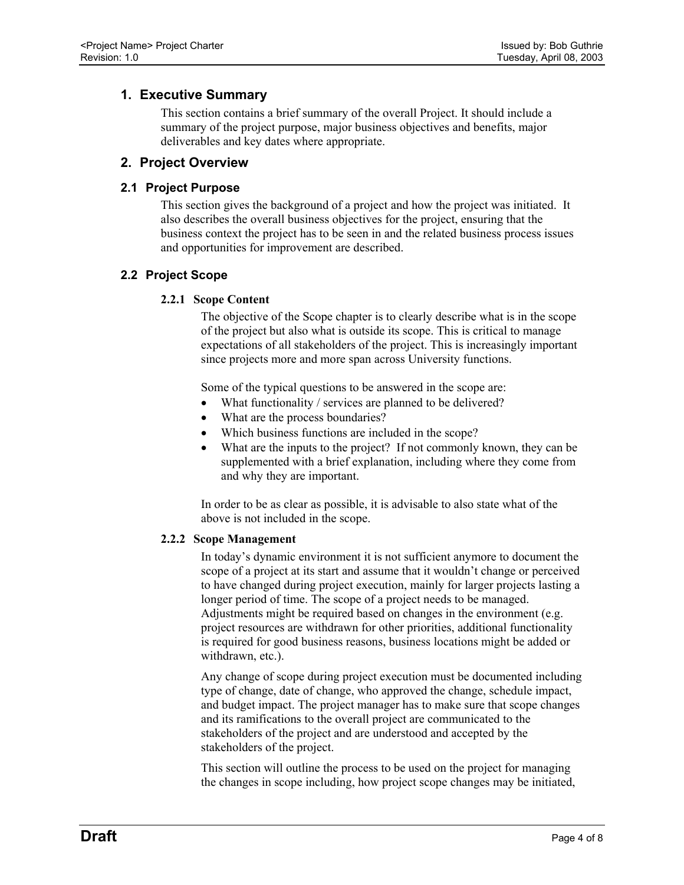# 1. Executive Summary

This section contains a brief summary of the overall Project. It should include a summary of the project purpose, major business objectives and benefits, major deliverables and key dates where appropriate.

# 2. Project Overview

## 2.1 Project Purpose

This section gives the background of a project and how the project was initiated. It also describes the overall business objectives for the project, ensuring that the business context the project has to be seen in and the related business process issues and opportunities for improvement are described.

## 2.2 Project Scope

### 2.2.1 Scope Content

The objective of the Scope chapter is to clearly describe what is in the scope of the project but also what is outside its scope. This is critical to manage expectations of all stakeholders of the project. This is increasingly important since projects more and more span across University functions.

Some of the typical questions to be answered in the scope are:

- What functionality / services are planned to be delivered?
- What are the process boundaries?
- Which business functions are included in the scope?
- What are the inputs to the project? If not commonly known, they can be supplemented with a brief explanation, including where they come from and why they are important.

In order to be as clear as possible, it is advisable to also state what of the above is not included in the scope.

### 2.2.2 Scope Management

In today's dynamic environment it is not sufficient anymore to document the scope of a project at its start and assume that it wouldn't change or perceived to have changed during project execution, mainly for larger projects lasting a longer period of time. The scope of a project needs to be managed. Adjustments might be required based on changes in the environment (e.g. project resources are withdrawn for other priorities, additional functionality is required for good business reasons, business locations might be added or withdrawn, etc.).

Any change of scope during project execution must be documented including type of change, date of change, who approved the change, schedule impact, and budget impact. The project manager has to make sure that scope changes and its ramifications to the overall project are communicated to the stakeholders of the project and are understood and accepted by the stakeholders of the project.

This section will outline the process to be used on the project for managing the changes in scope including, how project scope changes may be initiated,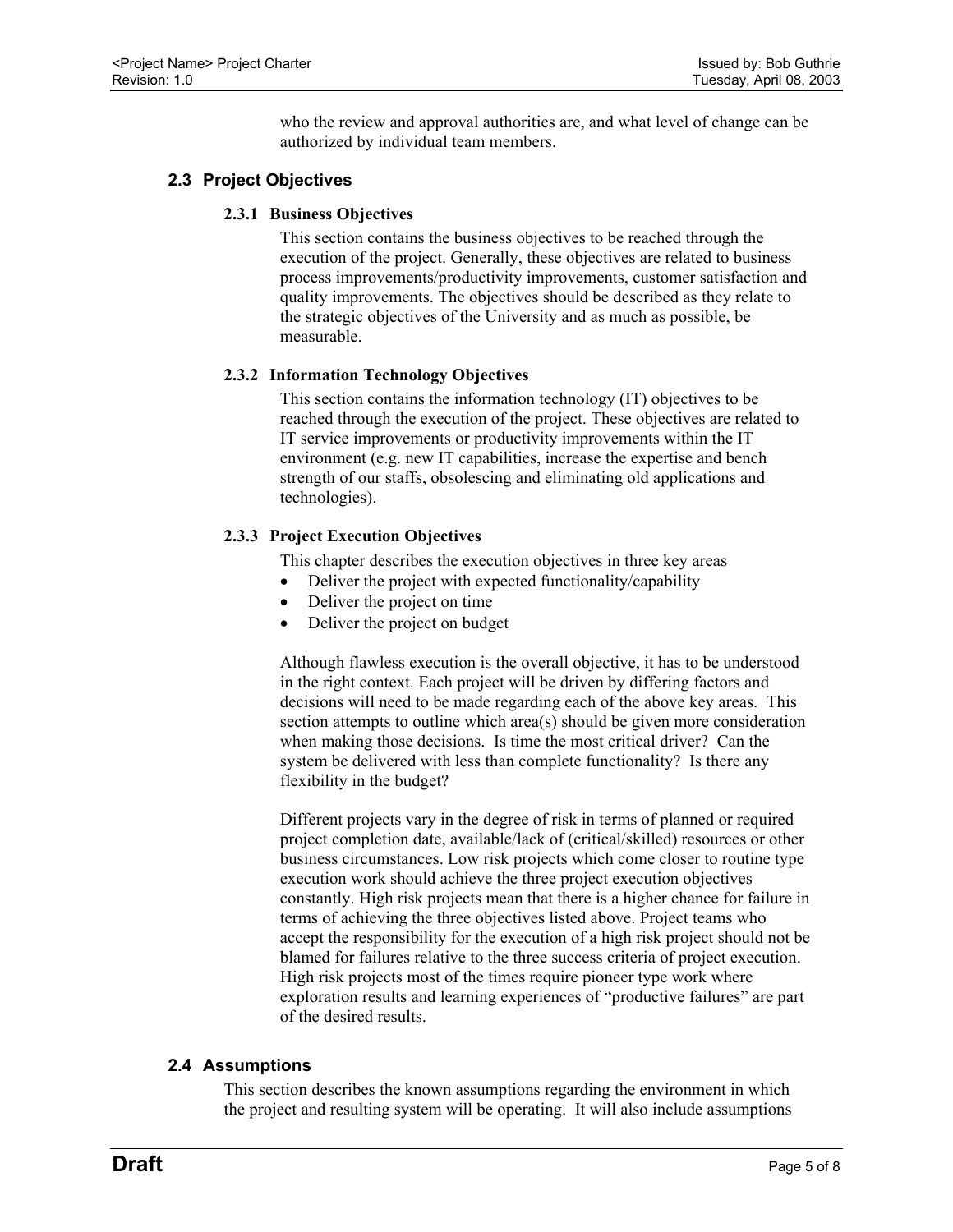who the review and approval authorities are, and what level of change can be authorized by individual team members.

## 2.3 Project Objectives

### 2.3.1 Business Objectives

This section contains the business objectives to be reached through the execution of the project. Generally, these objectives are related to business process improvements/productivity improvements, customer satisfaction and quality improvements. The objectives should be described as they relate to the strategic objectives of the University and as much as possible, be measurable.

### 2.3.2 Information Technology Objectives

This section contains the information technology (IT) objectives to be reached through the execution of the project. These objectives are related to IT service improvements or productivity improvements within the IT environment (e.g. new IT capabilities, increase the expertise and bench strength of our staffs, obsolescing and eliminating old applications and technologies).

### 2.3.3 Project Execution Objectives

This chapter describes the execution objectives in three key areas

- Deliver the project with expected functionality/capability
- Deliver the project on time
- Deliver the project on budget

Although flawless execution is the overall objective, it has to be understood in the right context. Each project will be driven by differing factors and decisions will need to be made regarding each of the above key areas. This section attempts to outline which area(s) should be given more consideration when making those decisions. Is time the most critical driver? Can the system be delivered with less than complete functionality? Is there any flexibility in the budget?

Different projects vary in the degree of risk in terms of planned or required project completion date, available/lack of (critical/skilled) resources or other business circumstances. Low risk projects which come closer to routine type execution work should achieve the three project execution objectives constantly. High risk projects mean that there is a higher chance for failure in terms of achieving the three objectives listed above. Project teams who accept the responsibility for the execution of a high risk project should not be blamed for failures relative to the three success criteria of project execution. High risk projects most of the times require pioneer type work where exploration results and learning experiences of "productive failures" are part of the desired results.

## 2.4 Assumptions

This section describes the known assumptions regarding the environment in which the project and resulting system will be operating. It will also include assumptions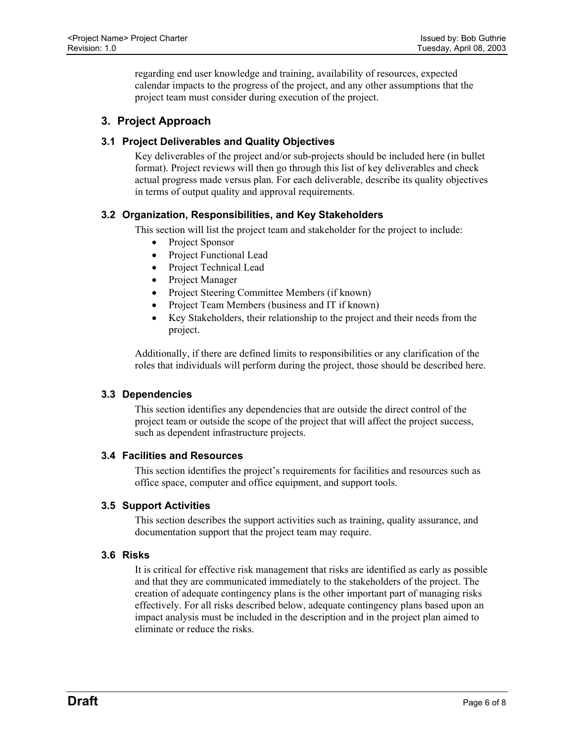regarding end user knowledge and training, availability of resources, expected calendar impacts to the progress of the project, and any other assumptions that the project team must consider during execution of the project.

## 3. Project Approach

### 3.1 Project Deliverables and Quality Objectives

Key deliverables of the project and/or sub-projects should be included here (in bullet format). Project reviews will then go through this list of key deliverables and check actual progress made versus plan. For each deliverable, describe its quality objectives in terms of output quality and approval requirements.

### 3.2 Organization, Responsibilities, and Key Stakeholders

This section will list the project team and stakeholder for the project to include:

- Project Sponsor
- Project Functional Lead
- Project Technical Lead
- Project Manager
- Project Steering Committee Members (if known)
- Project Team Members (business and IT if known)
- Key Stakeholders, their relationship to the project and their needs from the project.

Additionally, if there are defined limits to responsibilities or any clarification of the roles that individuals will perform during the project, those should be described here.

### 3.3 Dependencies

This section identifies any dependencies that are outside the direct control of the project team or outside the scope of the project that will affect the project success, such as dependent infrastructure projects.

### 3.4 Facilities and Resources

This section identifies the project's requirements for facilities and resources such as office space, computer and office equipment, and support tools.

### 3.5 Support Activities

This section describes the support activities such as training, quality assurance, and documentation support that the project team may require.

### 3.6 Risks

It is critical for effective risk management that risks are identified as early as possible and that they are communicated immediately to the stakeholders of the project. The creation of adequate contingency plans is the other important part of managing risks effectively. For all risks described below, adequate contingency plans based upon an impact analysis must be included in the description and in the project plan aimed to eliminate or reduce the risks.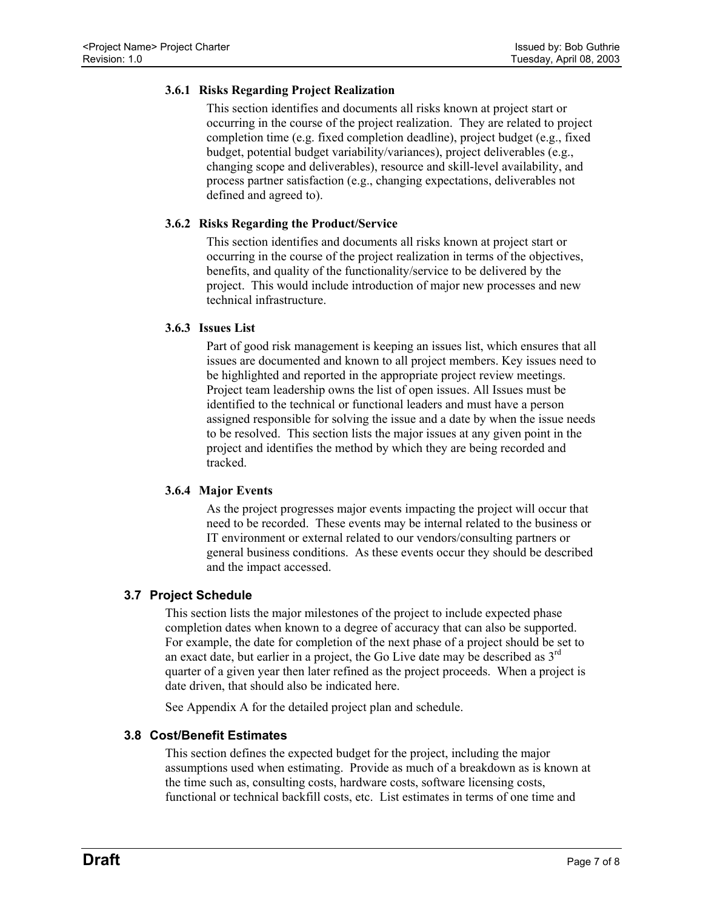#### 3.6.1 Risks Regarding Project Realization

This section identifies and documents all risks known at project start or occurring in the course of the project realization. They are related to project completion time (e.g. fixed completion deadline), project budget (e.g., fixed budget, potential budget variability/variances), project deliverables (e.g., changing scope and deliverables), resource and skill-level availability, and process partner satisfaction (e.g., changing expectations, deliverables not defined and agreed to).

#### 3.6.2 Risks Regarding the Product/Service

This section identifies and documents all risks known at project start or occurring in the course of the project realization in terms of the objectives, benefits, and quality of the functionality/service to be delivered by the project. This would include introduction of major new processes and new technical infrastructure.

#### 3.6.3 Issues List

Part of good risk management is keeping an issues list, which ensures that all issues are documented and known to all project members. Key issues need to be highlighted and reported in the appropriate project review meetings. Project team leadership owns the list of open issues. All Issues must be identified to the technical or functional leaders and must have a person assigned responsible for solving the issue and a date by when the issue needs to be resolved. This section lists the major issues at any given point in the project and identifies the method by which they are being recorded and tracked.

#### 3.6.4 Major Events

As the project progresses major events impacting the project will occur that need to be recorded. These events may be internal related to the business or IT environment or external related to our vendors/consulting partners or general business conditions. As these events occur they should be described and the impact accessed.

### 3.7 Project Schedule

This section lists the major milestones of the project to include expected phase completion dates when known to a degree of accuracy that can also be supported. For example, the date for completion of the next phase of a project should be set to an exact date, but earlier in a project, the Go Live date may be described as 3rd quarter of a given year then later refined as the project proceeds. When a project is date driven, that should also be indicated here.

See Appendix A for the detailed project plan and schedule.

### 3.8 Cost/Benefit Estimates

This section defines the expected budget for the project, including the major assumptions used when estimating. Provide as much of a breakdown as is known at the time such as, consulting costs, hardware costs, software licensing costs, functional or technical backfill costs, etc. List estimates in terms of one time and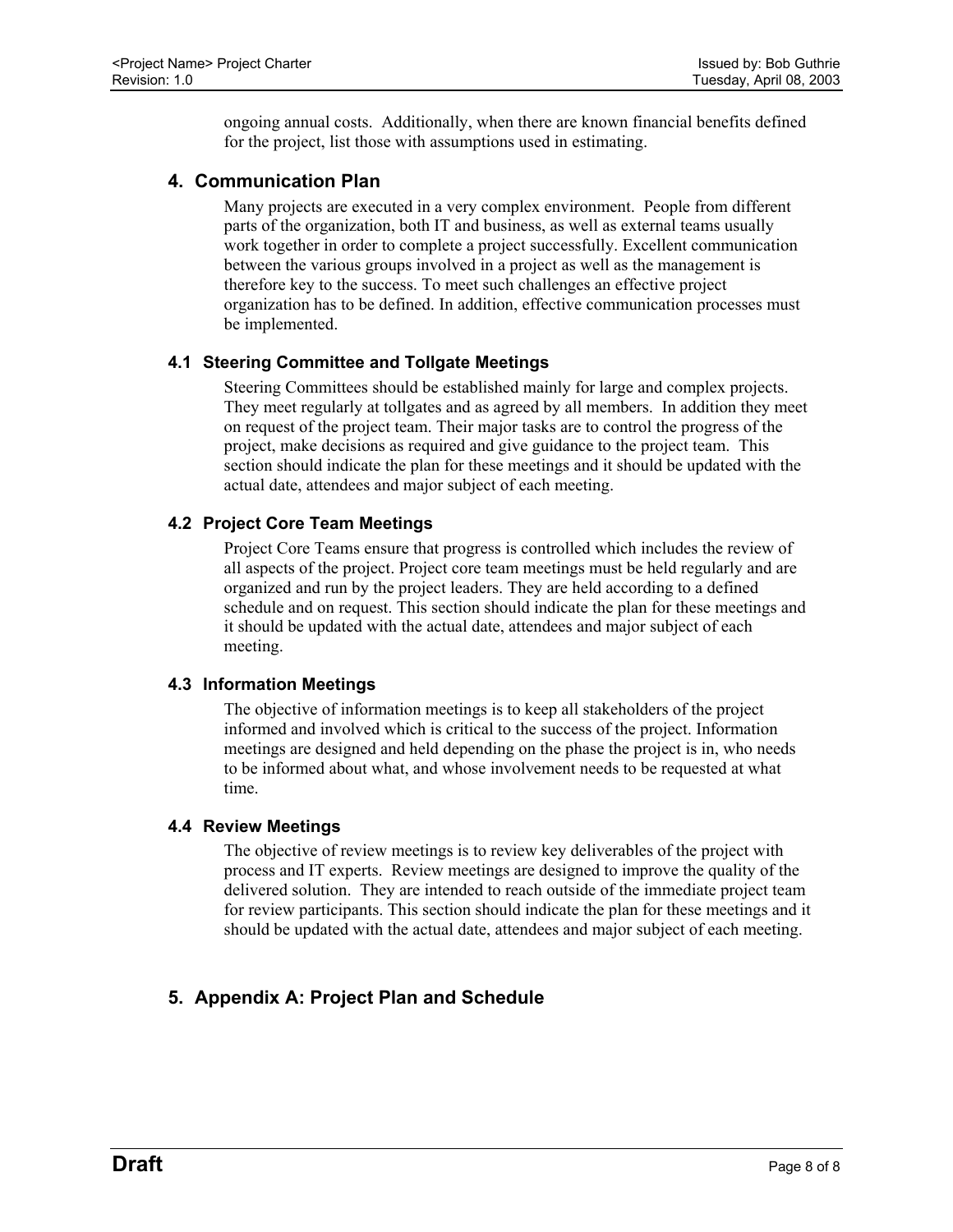ongoing annual costs. Additionally, when there are known financial benefits defined for the project, list those with assumptions used in estimating.

## 4. Communication Plan

Many projects are executed in a very complex environment. People from different parts of the organization, both IT and business, as well as external teams usually work together in order to complete a project successfully. Excellent communication between the various groups involved in a project as well as the management is therefore key to the success. To meet such challenges an effective project organization has to be defined. In addition, effective communication processes must be implemented.

### 4.1 Steering Committee and Tollgate Meetings

Steering Committees should be established mainly for large and complex projects. They meet regularly at tollgates and as agreed by all members. In addition they meet on request of the project team. Their major tasks are to control the progress of the project, make decisions as required and give guidance to the project team. This section should indicate the plan for these meetings and it should be updated with the actual date, attendees and major subject of each meeting.

### 4.2 Project Core Team Meetings

Project Core Teams ensure that progress is controlled which includes the review of all aspects of the project. Project core team meetings must be held regularly and are organized and run by the project leaders. They are held according to a defined schedule and on request. This section should indicate the plan for these meetings and it should be updated with the actual date, attendees and major subject of each meeting.

### 4.3 Information Meetings

The objective of information meetings is to keep all stakeholders of the project informed and involved which is critical to the success of the project. Information meetings are designed and held depending on the phase the project is in, who needs to be informed about what, and whose involvement needs to be requested at what time.

### 4.4 Review Meetings

The objective of review meetings is to review key deliverables of the project with process and IT experts. Review meetings are designed to improve the quality of the delivered solution. They are intended to reach outside of the immediate project team for review participants. This section should indicate the plan for these meetings and it should be updated with the actual date, attendees and major subject of each meeting.

## 5. Appendix A: Project Plan and Schedule